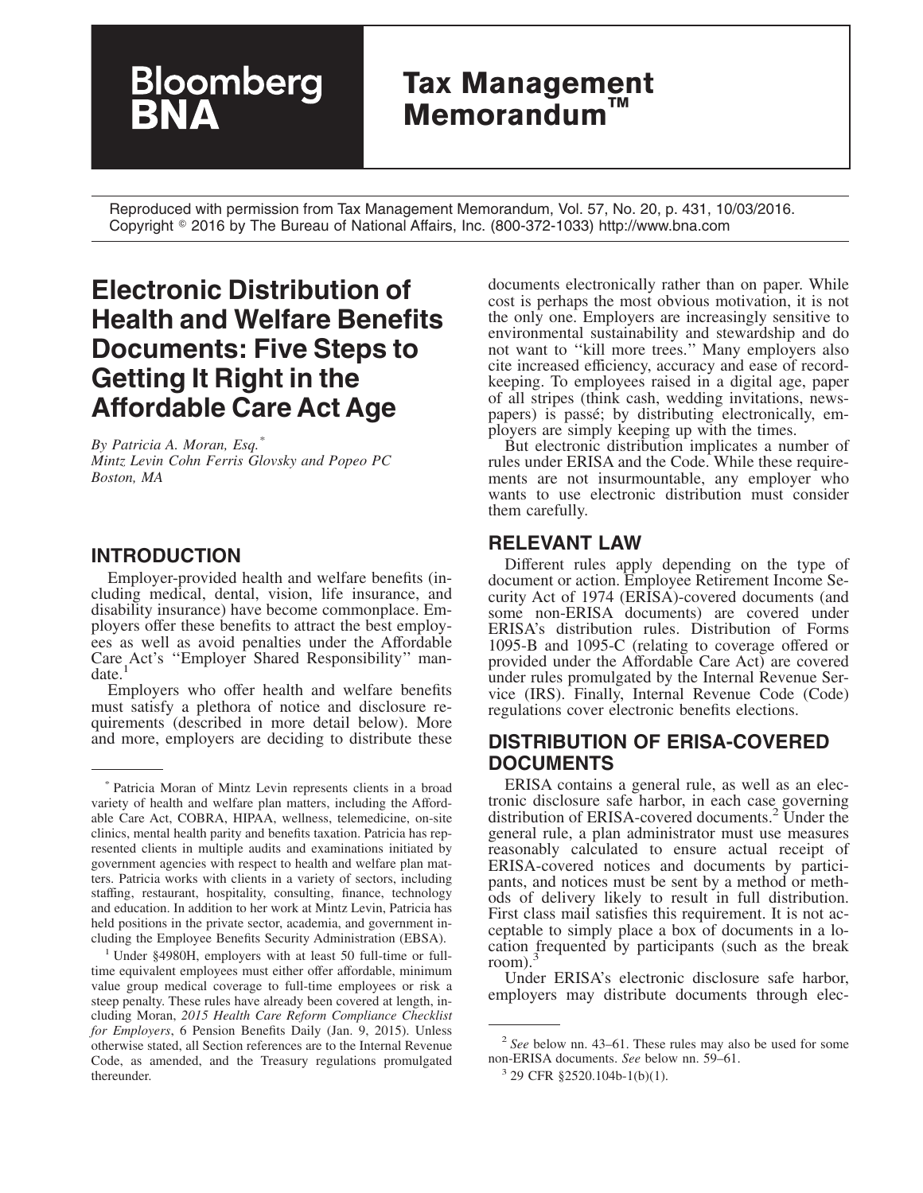Bloomberg BNA

# Tax Management Memorandum™

Reproduced with permission from Tax Management Memorandum, Vol. 57, No. 20, p. 431, 10/03/2016. Copyright © 2016 by The Bureau of National Affairs, Inc. (800-372-1033) http://www.bna.com

# Electronic Distribution of Health and Welfare Benefits Documents: Five Steps to Getting It Right in the Affordable Care Act Age

*By Patricia A. Moran, Esq.*[*]
*Mintz Levin Cohn Ferris Glovsky and Popeo PC*
*Boston, MA*

## INTRODUCTION

Employer-provided health and welfare benefits (including medical, dental, vision, life insurance, and disability insurance) have become commonplace. Employers offer these benefits to attract the best employees as well as avoid penalties under the Affordable Care Act's ''Employer Shared Responsibility'' mandate.[1]

Employers who offer health and welfare benefits must satisfy a plethora of notice and disclosure requirements (described in more detail below). More and more, employers are deciding to distribute these documents electronically rather than on paper. While cost is perhaps the most obvious motivation, it is not the only one. Employers are increasingly sensitive to environmental sustainability and stewardship and do not want to ''kill more trees.'' Many employers also cite increased efficiency, accuracy and ease of recordkeeping. To employees raised in a digital age, paper of all stripes (think cash, wedding invitations, newspapers) is passé; by distributing electronically, employers are simply keeping up with the times.

But electronic distribution implicates a number of rules under ERISA and the Code. While these requirements are not insurmountable, any employer who wants to use electronic distribution must consider them carefully.

## RELEVANT LAW

Different rules apply depending on the type of document or action. Employee Retirement Income Security Act of 1974 (ERISA)-covered documents (and some non-ERISA documents) are covered under ERISA's distribution rules. Distribution of Forms 1095-B and 1095-C (relating to coverage offered or provided under the Affordable Care Act) are covered under rules promulgated by the Internal Revenue Service (IRS). Finally, Internal Revenue Code (Code) regulations cover electronic benefits elections.

## DISTRIBUTION OF ERISA-COVERED DOCUMENTS

ERISA contains a general rule, as well as an electronic disclosure safe harbor, in each case governing distribution of ERISA-covered documents.[2] Under the general rule, a plan administrator must use measures reasonably calculated to ensure actual receipt of ERISA-covered notices and documents by participants, and notices must be sent by a method or methods of delivery likely to result in full distribution. First class mail satisfies this requirement. It is not acceptable to simply place a box of documents in a location frequented by participants (such as the break room).[3]

Under ERISA's electronic disclosure safe harbor, employers may distribute documents through elec-

---

[*] Patricia Moran of Mintz Levin represents clients in a broad variety of health and welfare plan matters, including the Affordable Care Act, COBRA, HIPAA, wellness, telemedicine, on-site clinics, mental health parity and benefits taxation. Patricia has represented clients in multiple audits and examinations initiated by government agencies with respect to health and welfare plan matters. Patricia works with clients in a variety of sectors, including staffing, restaurant, hospitality, consulting, finance, technology and education. In addition to her work at Mintz Levin, Patricia has held positions in the private sector, academia, and government including the Employee Benefits Security Administration (EBSA).

[1] Under §4980H, employers with at least 50 full-time or full-time equivalent employees must either offer affordable, minimum value group medical coverage to full-time employees or risk a steep penalty. These rules have already been covered at length, including Moran, *2015 Health Care Reform Compliance Checklist for Employers*, 6 Pension Benefits Daily (Jan. 9, 2015). Unless otherwise stated, all Section references are to the Internal Revenue Code, as amended, and the Treasury regulations promulgated thereunder.

[2] *See* below nn. 43–61. These rules may also be used for some non-ERISA documents. *See* below nn. 59–61.

[3] 29 CFR §2520.104b-1(b)(1).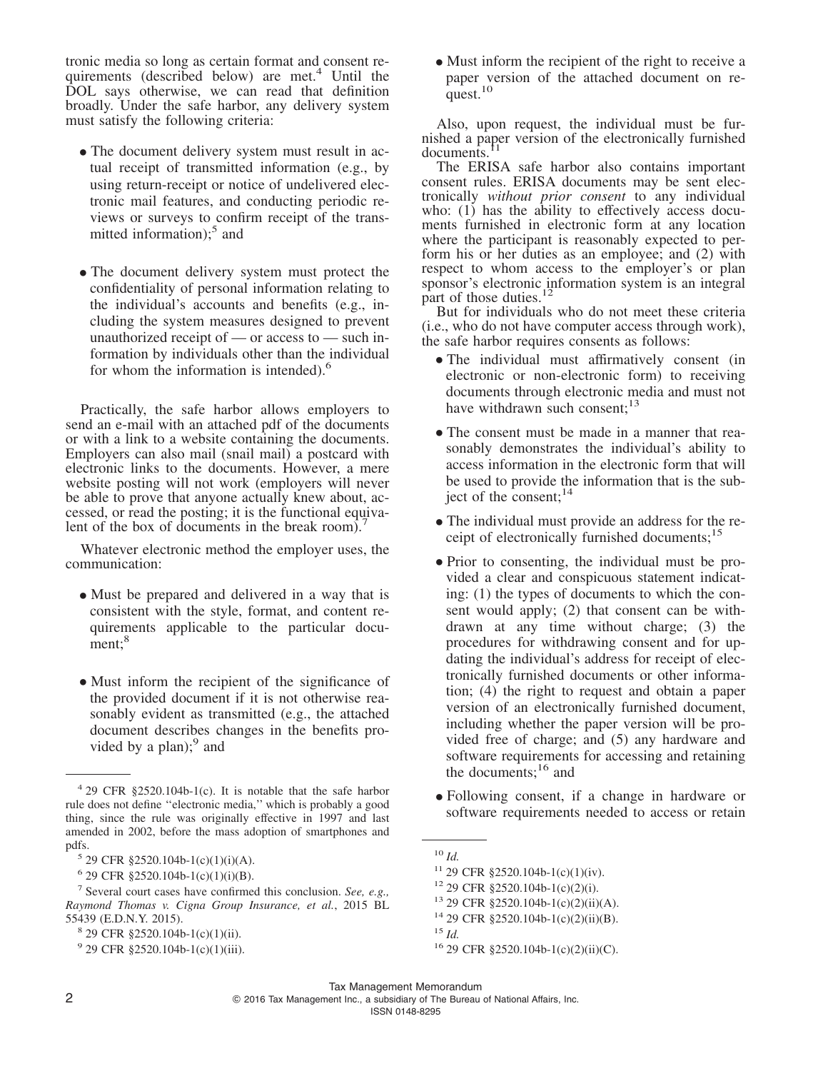tronic media so long as certain format and consent requirements (described below) are met.[4] Until the DOL says otherwise, we can read that definition broadly. Under the safe harbor, any delivery system must satisfy the following criteria:

- The document delivery system must result in actual receipt of transmitted information (e.g., by using return-receipt or notice of undelivered electronic mail features, and conducting periodic reviews or surveys to confirm receipt of the transmitted information);[5] and
- The document delivery system must protect the confidentiality of personal information relating to the individual's accounts and benefits (e.g., including the system measures designed to prevent unauthorized receipt of — or access to — such information by individuals other than the individual for whom the information is intended).[6]

Practically, the safe harbor allows employers to send an e-mail with an attached pdf of the documents or with a link to a website containing the documents. Employers can also mail (snail mail) a postcard with electronic links to the documents. However, a mere website posting will not work (employers will never be able to prove that anyone actually knew about, accessed, or read the posting; it is the functional equivalent of the box of documents in the break room).[7]

Whatever electronic method the employer uses, the communication:

- Must be prepared and delivered in a way that is consistent with the style, format, and content requirements applicable to the particular document;[8]
- Must inform the recipient of the significance of the provided document if it is not otherwise reasonably evident as transmitted (e.g., the attached document describes changes in the benefits provided by a plan);[9] and
- Must inform the recipient of the right to receive a paper version of the attached document on request.[10]

Also, upon request, the individual must be furnished a paper version of the electronically furnished documents.[11]

The ERISA safe harbor also contains important consent rules. ERISA documents may be sent electronically *without prior consent* to any individual who: (1) has the ability to effectively access documents furnished in electronic form at any location where the participant is reasonably expected to perform his or her duties as an employee; and (2) with respect to whom access to the employer's or plan sponsor's electronic information system is an integral part of those duties.[12]

But for individuals who do not meet these criteria (i.e., who do not have computer access through work), the safe harbor requires consents as follows:

- The individual must affirmatively consent (in electronic or non-electronic form) to receiving documents through electronic media and must not have withdrawn such consent;[13]
- The consent must be made in a manner that reasonably demonstrates the individual's ability to access information in the electronic form that will be used to provide the information that is the subject of the consent;[14]
- The individual must provide an address for the receipt of electronically furnished documents;[15]
- Prior to consenting, the individual must be provided a clear and conspicuous statement indicating: (1) the types of documents to which the consent would apply; (2) that consent can be withdrawn at any time without charge; (3) the procedures for withdrawing consent and for updating the individual's address for receipt of electronically furnished documents or other information; (4) the right to request and obtain a paper version of an electronically furnished document, including whether the paper version will be provided free of charge; and (5) any hardware and software requirements for accessing and retaining the documents;[16] and
- Following consent, if a change in hardware or software requirements needed to access or retain

---

[4] 29 CFR §2520.104b-1(c). It is notable that the safe harbor rule does not define ''electronic media,'' which is probably a good thing, since the rule was originally effective in 1997 and last amended in 2002, before the mass adoption of smartphones and pdfs.

[5] 29 CFR §2520.104b-1(c)(1)(i)(A).

[6] 29 CFR §2520.104b-1(c)(1)(i)(B).

[7] Several court cases have confirmed this conclusion. *See, e.g., Raymond Thomas v. Cigna Group Insurance, et al.*, 2015 BL 55439 (E.D.N.Y. 2015).

[8] 29 CFR §2520.104b-1(c)(1)(ii).

[9] 29 CFR §2520.104b-1(c)(1)(iii).

[10] *Id.*

[11] 29 CFR §2520.104b-1(c)(1)(iv).

[12] 29 CFR §2520.104b-1(c)(2)(i).

[13] 29 CFR §2520.104b-1(c)(2)(ii)(A).

[14] 29 CFR §2520.104b-1(c)(2)(ii)(B).

[15] *Id.*

[16] 29 CFR §2520.104b-1(c)(2)(ii)(C).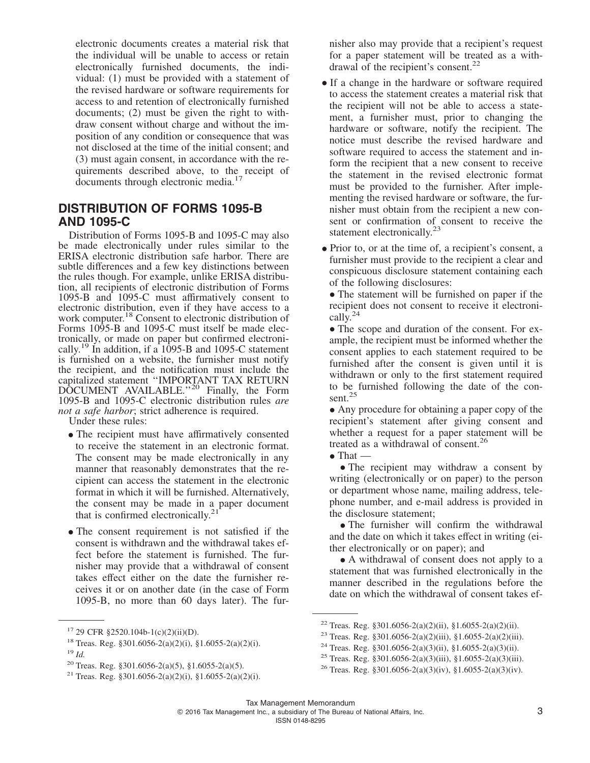electronic documents creates a material risk that the individual will be unable to access or retain electronically furnished documents, the individual: (1) must be provided with a statement of the revised hardware or software requirements for access to and retention of electronically furnished documents; (2) must be given the right to withdraw consent without charge and without the imposition of any condition or consequence that was not disclosed at the time of the initial consent; and (3) must again consent, in accordance with the requirements described above, to the receipt of documents through electronic media.[17]

## DISTRIBUTION OF FORMS 1095-B AND 1095-C

Distribution of Forms 1095-B and 1095-C may also be made electronically under rules similar to the ERISA electronic distribution safe harbor. There are subtle differences and a few key distinctions between the rules though. For example, unlike ERISA distribution, all recipients of electronic distribution of Forms 1095-B and 1095-C must affirmatively consent to electronic distribution, even if they have access to a work computer.[18] Consent to electronic distribution of Forms 1095-B and 1095-C must itself be made electronically, or made on paper but confirmed electronically.[19] In addition, if a 1095-B and 1095-C statement is furnished on a website, the furnisher must notify the recipient, and the notification must include the capitalized statement "IMPORTANT TAX RETURN DOCUMENT AVAILABLE."[20] Finally, the Form 1095-B and 1095-C electronic distribution rules *are not a safe harbor*; strict adherence is required.

Under these rules:

- The recipient must have affirmatively consented to receive the statement in an electronic format. The consent may be made electronically in any manner that reasonably demonstrates that the recipient can access the statement in the electronic format in which it will be furnished. Alternatively, the consent may be made in a paper document that is confirmed electronically.[21]
- The consent requirement is not satisfied if the consent is withdrawn and the withdrawal takes effect before the statement is furnished. The furnisher may provide that a withdrawal of consent takes effect either on the date the furnisher receives it or on another date (in the case of Form 1095-B, no more than 60 days later). The furnisher also may provide that a recipient's request for a paper statement will be treated as a withdrawal of the recipient's consent.[22]
- If a change in the hardware or software required to access the statement creates a material risk that the recipient will not be able to access a statement, a furnisher must, prior to changing the hardware or software, notify the recipient. The notice must describe the revised hardware and software required to access the statement and inform the recipient that a new consent to receive the statement in the revised electronic format must be provided to the furnisher. After implementing the revised hardware or software, the furnisher must obtain from the recipient a new consent or confirmation of consent to receive the statement electronically.[23]
- Prior to, or at the time of, a recipient's consent, a furnisher must provide to the recipient a clear and conspicuous disclosure statement containing each of the following disclosures:
  - The statement will be furnished on paper if the recipient does not consent to receive it electronically.[24]
  - The scope and duration of the consent. For example, the recipient must be informed whether the consent applies to each statement required to be furnished after the consent is given until it is withdrawn or only to the first statement required to be furnished following the date of the consent.[25]
  - Any procedure for obtaining a paper copy of the recipient's statement after giving consent and whether a request for a paper statement will be treated as a withdrawal of consent.[26]
  - That —
    - The recipient may withdraw a consent by writing (electronically or on paper) to the person or department whose name, mailing address, telephone number, and e-mail address is provided in the disclosure statement;
    - The furnisher will confirm the withdrawal and the date on which it takes effect in writing (either electronically or on paper); and
    - A withdrawal of consent does not apply to a statement that was furnished electronically in the manner described in the regulations before the date on which the withdrawal of consent takes ef-

---

[17] 29 CFR §2520.104b-1(c)(2)(ii)(D).

[18] Treas. Reg. §301.6056-2(a)(2)(i), §1.6055-2(a)(2)(i).

[19] *Id.*

[20] Treas. Reg. §301.6056-2(a)(5), §1.6055-2(a)(5).

[21] Treas. Reg. §301.6056-2(a)(2)(i), §1.6055-2(a)(2)(i).

[22] Treas. Reg. §301.6056-2(a)(2)(ii), §1.6055-2(a)(2)(ii).

[23] Treas. Reg. §301.6056-2(a)(2)(iii), §1.6055-2(a)(2)(iii).

[24] Treas. Reg. §301.6056-2(a)(3)(ii), §1.6055-2(a)(3)(ii).

[25] Treas. Reg. §301.6056-2(a)(3)(iii), §1.6055-2(a)(3)(iii).

[26] Treas. Reg. §301.6056-2(a)(3)(iv), §1.6055-2(a)(3)(iv).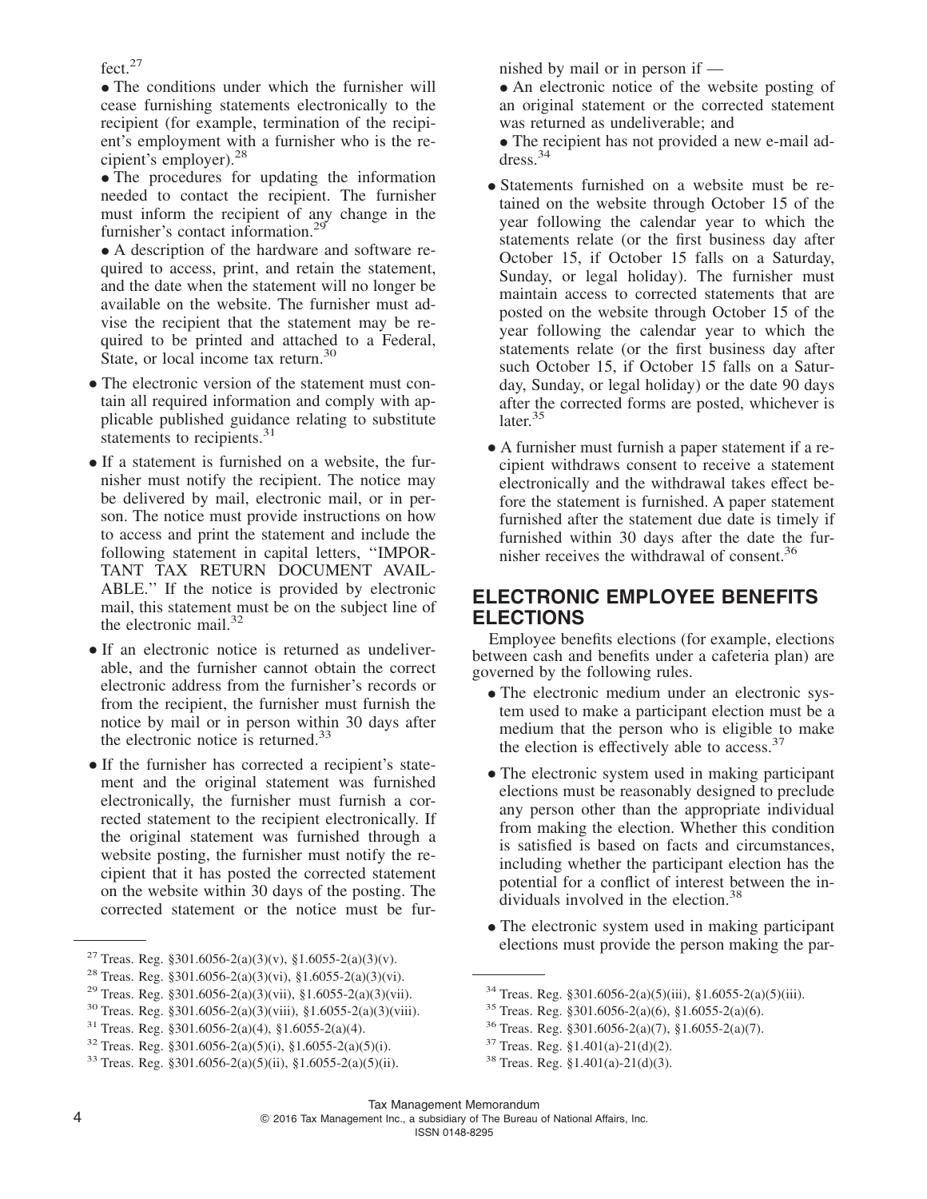fect.[27]

- The conditions under which the furnisher will cease furnishing statements electronically to the recipient (for example, termination of the recipient's employment with a furnisher who is the recipient's employer).[28]
- The procedures for updating the information needed to contact the recipient. The furnisher must inform the recipient of any change in the furnisher's contact information.[29]
- A description of the hardware and software required to access, print, and retain the statement, and the date when the statement will no longer be available on the website. The furnisher must advise the recipient that the statement may be required to be printed and attached to a Federal, State, or local income tax return.[30]

- The electronic version of the statement must contain all required information and comply with applicable published guidance relating to substitute statements to recipients.[31]
- If a statement is furnished on a website, the furnisher must notify the recipient. The notice may be delivered by mail, electronic mail, or in person. The notice must provide instructions on how to access and print the statement and include the following statement in capital letters, "IMPORTANT TAX RETURN DOCUMENT AVAILABLE." If the notice is provided by electronic mail, this statement must be on the subject line of the electronic mail.[32]
- If an electronic notice is returned as undeliverable, and the furnisher cannot obtain the correct electronic address from the furnisher's records or from the recipient, the furnisher must furnish the notice by mail or in person within 30 days after the electronic notice is returned.[33]
- If the furnisher has corrected a recipient's statement and the original statement was furnished electronically, the furnisher must furnish a corrected statement to the recipient electronically. If the original statement was furnished through a website posting, the furnisher must notify the recipient that it has posted the corrected statement on the website within 30 days of the posting. The corrected statement or the notice must be furnished by mail or in person if —
  - An electronic notice of the website posting of an original statement or the corrected statement was returned as undeliverable; and
  - The recipient has not provided a new e-mail address.[34]
- Statements furnished on a website must be retained on the website through October 15 of the year following the calendar year to which the statements relate (or the first business day after October 15, if October 15 falls on a Saturday, Sunday, or legal holiday). The furnisher must maintain access to corrected statements that are posted on the website through October 15 of the year following the calendar year to which the statements relate (or the first business day after such October 15, if October 15 falls on a Saturday, Sunday, or legal holiday) or the date 90 days after the corrected forms are posted, whichever is later.[35]
- A furnisher must furnish a paper statement if a recipient withdraws consent to receive a statement electronically and the withdrawal takes effect before the statement is furnished. A paper statement furnished after the statement due date is timely if furnished within 30 days after the date the furnisher receives the withdrawal of consent.[36]

## ELECTRONIC EMPLOYEE BENEFITS ELECTIONS

Employee benefits elections (for example, elections between cash and benefits under a cafeteria plan) are governed by the following rules.

- The electronic medium under an electronic system used to make a participant election must be a medium that the person who is eligible to make the election is effectively able to access.[37]
- The electronic system used in making participant elections must be reasonably designed to preclude any person other than the appropriate individual from making the election. Whether this condition is satisfied is based on facts and circumstances, including whether the participant election has the potential for a conflict of interest between the individuals involved in the election.[38]
- The electronic system used in making participant elections must provide the person making the par-

---

[27] Treas. Reg. §301.6056-2(a)(3)(v), §1.6055-2(a)(3)(v).

[28] Treas. Reg. §301.6056-2(a)(3)(vi), §1.6055-2(a)(3)(vi).

[29] Treas. Reg. §301.6056-2(a)(3)(vii), §1.6055-2(a)(3)(vii).

[30] Treas. Reg. §301.6056-2(a)(3)(viii), §1.6055-2(a)(3)(viii).

[31] Treas. Reg. §301.6056-2(a)(4), §1.6055-2(a)(4).

[32] Treas. Reg. §301.6056-2(a)(5)(i), §1.6055-2(a)(5)(i).

[33] Treas. Reg. §301.6056-2(a)(5)(ii), §1.6055-2(a)(5)(ii).

[34] Treas. Reg. §301.6056-2(a)(5)(iii), §1.6055-2(a)(5)(iii).

[35] Treas. Reg. §301.6056-2(a)(6), §1.6055-2(a)(6).

[36] Treas. Reg. §301.6056-2(a)(7), §1.6055-2(a)(7).

[37] Treas. Reg. §1.401(a)-21(d)(2).

[38] Treas. Reg. §1.401(a)-21(d)(3).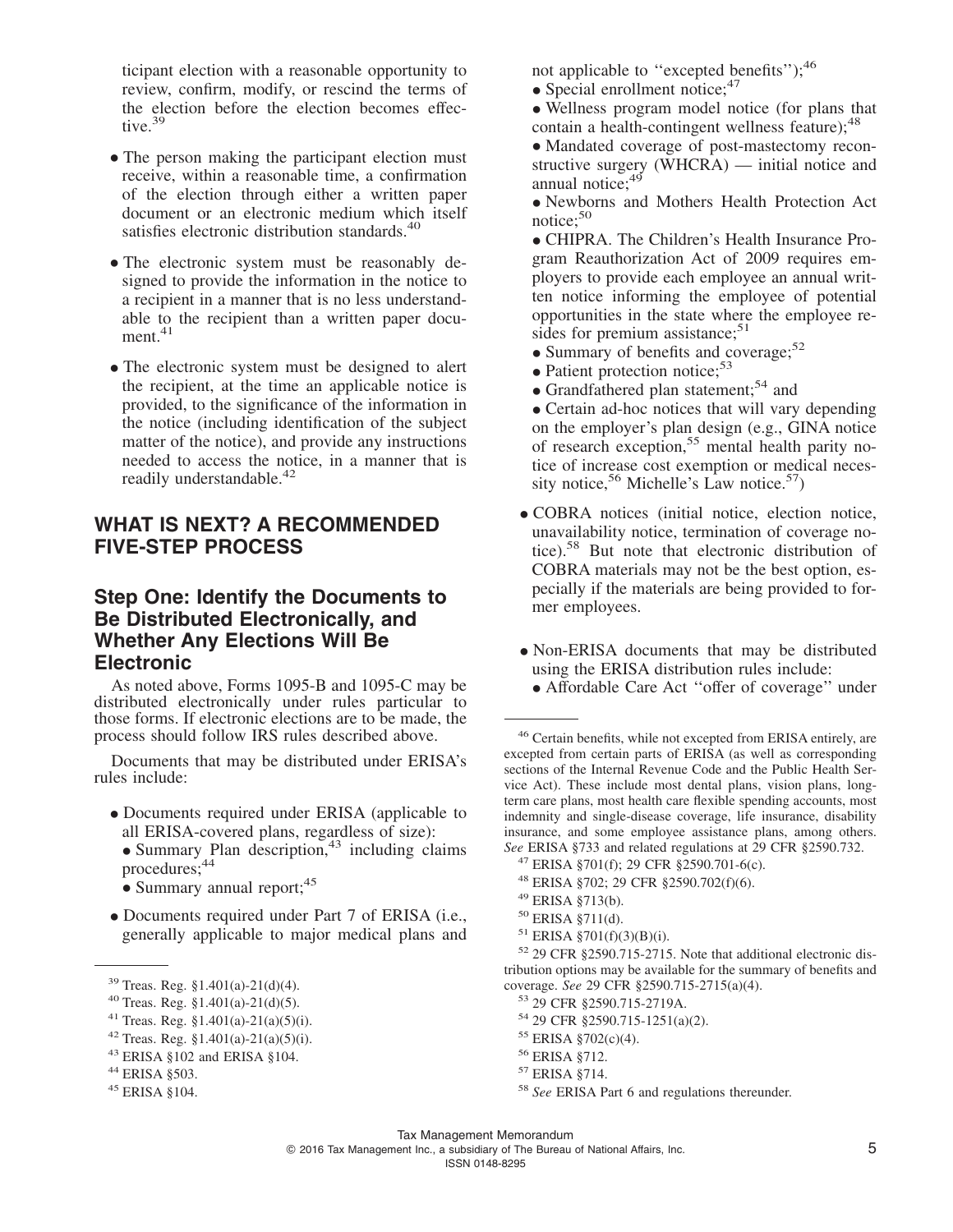ticipant election with a reasonable opportunity to review, confirm, modify, or rescind the terms of the election before the election becomes effective.[39]

- The person making the participant election must receive, within a reasonable time, a confirmation of the election through either a written paper document or an electronic medium which itself satisfies electronic distribution standards.[40]
- The electronic system must be reasonably designed to provide the information in the notice to a recipient in a manner that is no less understandable to the recipient than a written paper document.[41]
- The electronic system must be designed to alert the recipient, at the time an applicable notice is provided, to the significance of the information in the notice (including identification of the subject matter of the notice), and provide any instructions needed to access the notice, in a manner that is readily understandable.[42]

## WHAT IS NEXT? A RECOMMENDED FIVE-STEP PROCESS

### Step One: Identify the Documents to Be Distributed Electronically, and Whether Any Elections Will Be Electronic

As noted above, Forms 1095-B and 1095-C may be distributed electronically under rules particular to those forms. If electronic elections are to be made, the process should follow IRS rules described above.

Documents that may be distributed under ERISA's rules include:

- Documents required under ERISA (applicable to all ERISA-covered plans, regardless of size):
  - Summary Plan description,[43] including claims procedures;[44]
  - Summary annual report;[45]
- Documents required under Part 7 of ERISA (i.e., generally applicable to major medical plans and not applicable to "excepted benefits");[46]
  - Special enrollment notice;[47]
  - Wellness program model notice (for plans that contain a health-contingent wellness feature);[48]
  - Mandated coverage of post-mastectomy reconstructive surgery (WHCRA) — initial notice and annual notice;[49]
  - Newborns and Mothers Health Protection Act notice;[50]
  - CHIPRA. The Children's Health Insurance Program Reauthorization Act of 2009 requires employers to provide each employee an annual written notice informing the employee of potential opportunities in the state where the employee resides for premium assistance;[51]
  - Summary of benefits and coverage;[52]
  - Patient protection notice;[53]
  - Grandfathered plan statement;[54] and
  - Certain ad-hoc notices that will vary depending on the employer's plan design (e.g., GINA notice of research exception,[55] mental health parity notice of increase cost exemption or medical necessity notice,[56] Michelle's Law notice.[57])
- COBRA notices (initial notice, election notice, unavailability notice, termination of coverage notice).[58] But note that electronic distribution of COBRA materials may not be the best option, especially if the materials are being provided to former employees.
- Non-ERISA documents that may be distributed using the ERISA distribution rules include:
  - Affordable Care Act "offer of coverage" under

---

[39] Treas. Reg. §1.401(a)-21(d)(4).

[40] Treas. Reg. §1.401(a)-21(d)(5).

[41] Treas. Reg. §1.401(a)-21(a)(5)(i).

[42] Treas. Reg. §1.401(a)-21(a)(5)(i).

[43] ERISA §102 and ERISA §104.

[44] ERISA §503.

[45] ERISA §104.

[46] Certain benefits, while not excepted from ERISA entirely, are excepted from certain parts of ERISA (as well as corresponding sections of the Internal Revenue Code and the Public Health Service Act). These include most dental plans, vision plans, long-term care plans, most health care flexible spending accounts, most indemnity and single-disease coverage, life insurance, disability insurance, and some employee assistance plans, among others. *See* ERISA §733 and related regulations at 29 CFR §2590.732.

[47] ERISA §701(f); 29 CFR §2590.701-6(c).

[48] ERISA §702; 29 CFR §2590.702(f)(6).

[49] ERISA §713(b).

[50] ERISA §711(d).

[51] ERISA §701(f)(3)(B)(i).

[52] 29 CFR §2590.715-2715. Note that additional electronic distribution options may be available for the summary of benefits and coverage. *See* 29 CFR §2590.715-2715(a)(4).

[53] 29 CFR §2590.715-2719A.

[54] 29 CFR §2590.715-1251(a)(2).

[55] ERISA §702(c)(4).

[56] ERISA §712.

[57] ERISA §714.

[58] *See* ERISA Part 6 and regulations thereunder.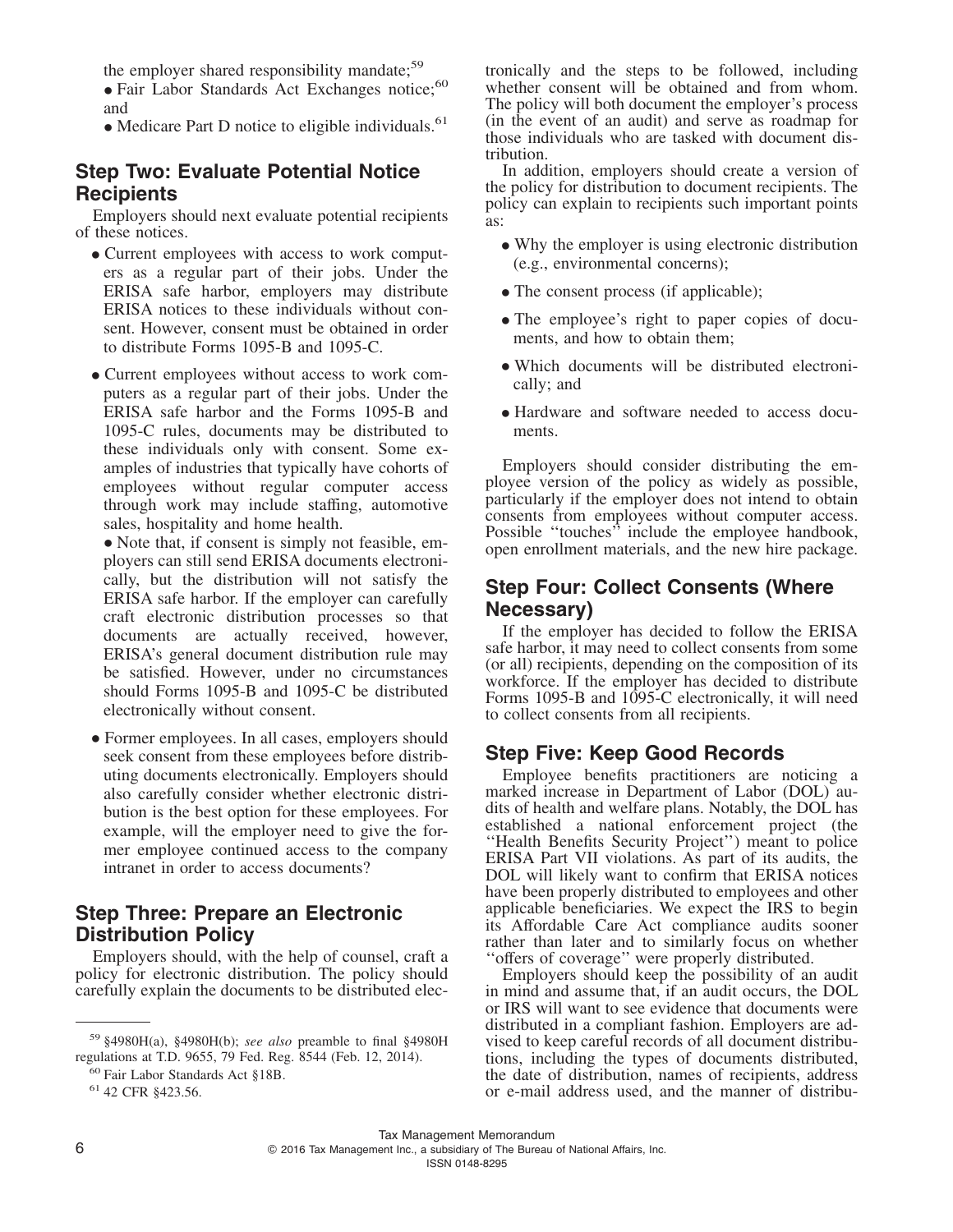the employer shared responsibility mandate;[59]

- Fair Labor Standards Act Exchanges notice;[60] and
- Medicare Part D notice to eligible individuals.[61]

## Step Two: Evaluate Potential Notice Recipients

Employers should next evaluate potential recipients of these notices.

- Current employees with access to work computers as a regular part of their jobs. Under the ERISA safe harbor, employers may distribute ERISA notices to these individuals without consent. However, consent must be obtained in order to distribute Forms 1095-B and 1095-C.
- Current employees without access to work computers as a regular part of their jobs. Under the ERISA safe harbor and the Forms 1095-B and 1095-C rules, documents may be distributed to these individuals only with consent. Some examples of industries that typically have cohorts of employees without regular computer access through work may include staffing, automotive sales, hospitality and home health.
  - Note that, if consent is simply not feasible, employers can still send ERISA documents electronically, but the distribution will not satisfy the ERISA safe harbor. If the employer can carefully craft electronic distribution processes so that documents are actually received, however, ERISA's general document distribution rule may be satisfied. However, under no circumstances should Forms 1095-B and 1095-C be distributed electronically without consent.
- Former employees. In all cases, employers should seek consent from these employees before distributing documents electronically. Employers should also carefully consider whether electronic distribution is the best option for these employees. For example, will the employer need to give the former employee continued access to the company intranet in order to access documents?

## Step Three: Prepare an Electronic Distribution Policy

Employers should, with the help of counsel, craft a policy for electronic distribution. The policy should carefully explain the documents to be distributed electronically and the steps to be followed, including whether consent will be obtained and from whom. The policy will both document the employer's process (in the event of an audit) and serve as roadmap for those individuals who are tasked with document distribution.

In addition, employers should create a version of the policy for distribution to document recipients. The policy can explain to recipients such important points as:

- Why the employer is using electronic distribution (e.g., environmental concerns);
- The consent process (if applicable);
- The employee's right to paper copies of documents, and how to obtain them;
- Which documents will be distributed electronically; and
- Hardware and software needed to access documents.

Employers should consider distributing the employee version of the policy as widely as possible, particularly if the employer does not intend to obtain consents from employees without computer access. Possible "touches" include the employee handbook, open enrollment materials, and the new hire package.

## Step Four: Collect Consents (Where Necessary)

If the employer has decided to follow the ERISA safe harbor, it may need to collect consents from some (or all) recipients, depending on the composition of its workforce. If the employer has decided to distribute Forms 1095-B and 1095-C electronically, it will need to collect consents from all recipients.

## Step Five: Keep Good Records

Employee benefits practitioners are noticing a marked increase in Department of Labor (DOL) audits of health and welfare plans. Notably, the DOL has established a national enforcement project (the "Health Benefits Security Project") meant to police ERISA Part VII violations. As part of its audits, the DOL will likely want to confirm that ERISA notices have been properly distributed to employees and other applicable beneficiaries. We expect the IRS to begin its Affordable Care Act compliance audits sooner rather than later and to similarly focus on whether "offers of coverage" were properly distributed.

Employers should keep the possibility of an audit in mind and assume that, if an audit occurs, the DOL or IRS will want to see evidence that documents were distributed in a compliant fashion. Employers are advised to keep careful records of all document distributions, including the types of documents distributed, the date of distribution, names of recipients, address or e-mail address used, and the manner of distribu-

---

[59] §4980H(a), §4980H(b); *see also* preamble to final §4980H regulations at T.D. 9655, 79 Fed. Reg. 8544 (Feb. 12, 2014).

[60] Fair Labor Standards Act §18B.

[61] 42 CFR §423.56.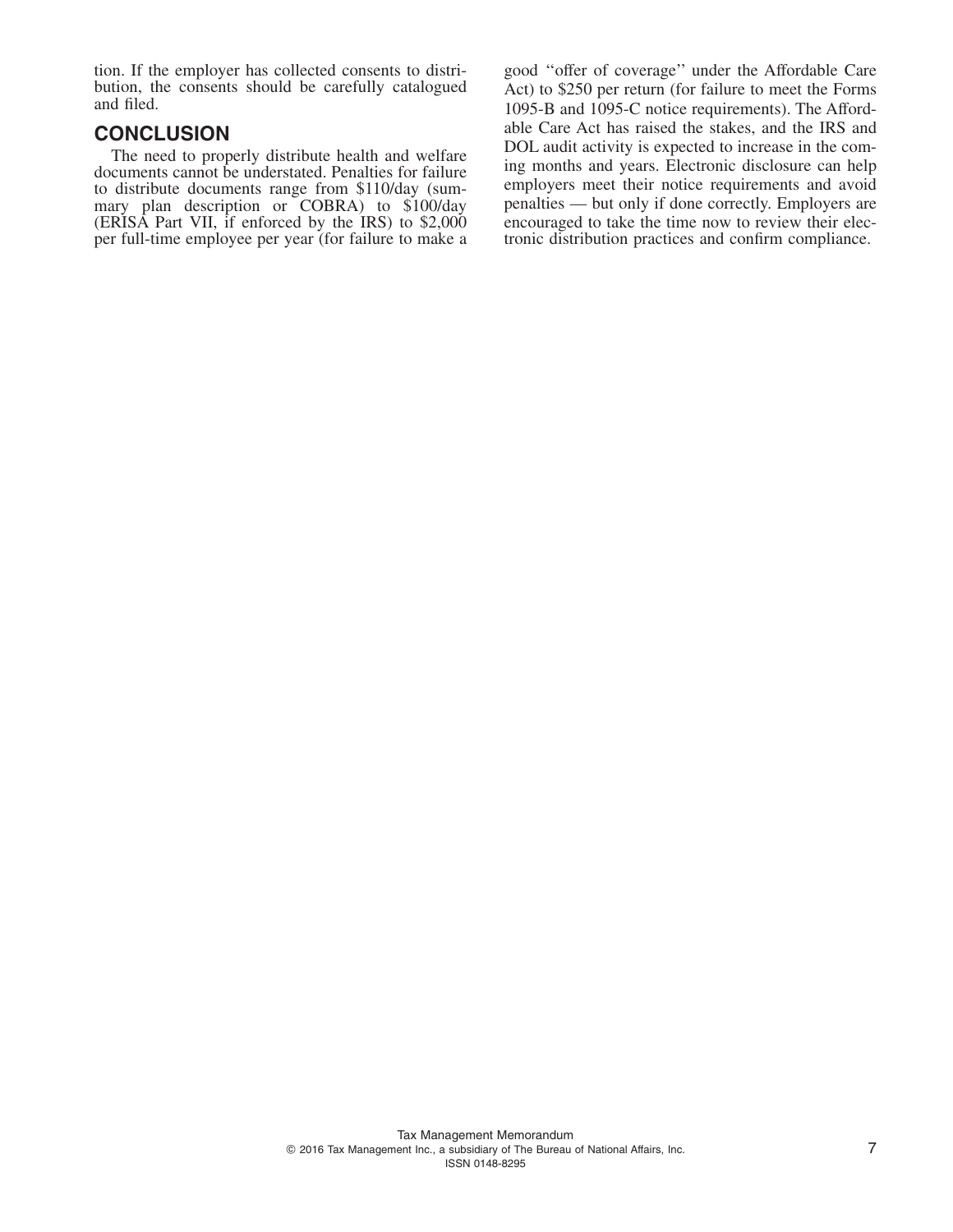tion. If the employer has collected consents to distribution, the consents should be carefully catalogued and filed.

## CONCLUSION

The need to properly distribute health and welfare documents cannot be understated. Penalties for failure to distribute documents range from $110/day (summary plan description or COBRA) to $100/day (ERISA Part VII, if enforced by the IRS) to $2,000 per full-time employee per year (for failure to make a good ''offer of coverage'' under the Affordable Care Act) to $250 per return (for failure to meet the Forms 1095-B and 1095-C notice requirements). The Affordable Care Act has raised the stakes, and the IRS and DOL audit activity is expected to increase in the coming months and years. Electronic disclosure can help employers meet their notice requirements and avoid penalties — but only if done correctly. Employers are encouraged to take the time now to review their electronic distribution practices and confirm compliance.